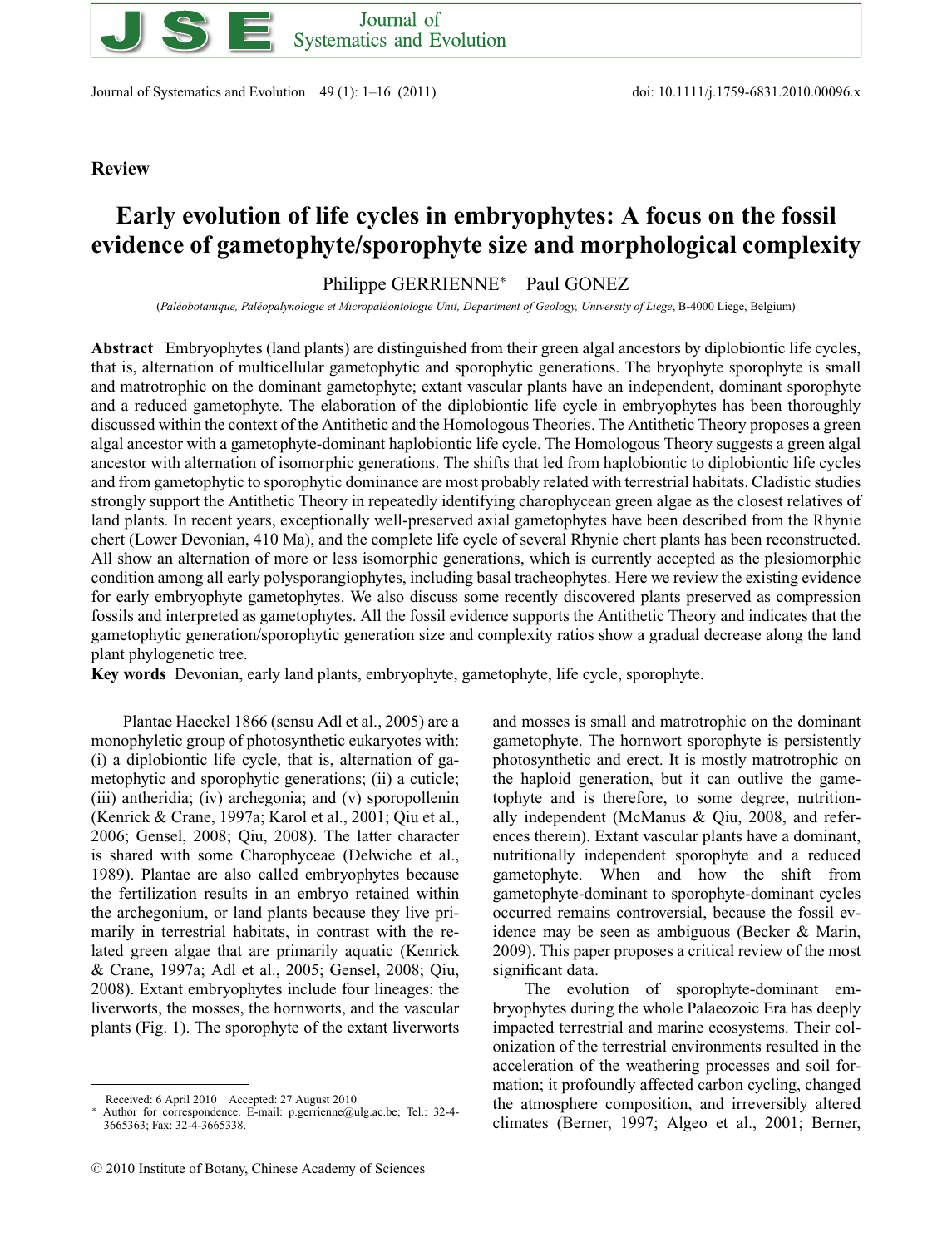**Review**

# Early evolution of life cycles in embryophytes: A focus on the fossil evidence of gametophyte/sporophyte size and morphological complexity

Philippe GERRIENNE* Paul GONEZ

(*Paléobotanique, Paléopalynologie et Micropaléontologie Unit, Department of Geology, University of Liege*, B-4000 Liege, Belgium)

**Abstract** Embryophytes (land plants) are distinguished from their green algal ancestors by diplobiontic life cycles, that is, alternation of multicellular gametophytic and sporophytic generations. The bryophyte sporophyte is small and matrotrophic on the dominant gametophyte; extant vascular plants have an independent, dominant sporophyte and a reduced gametophyte. The elaboration of the diplobiontic life cycle in embryophytes has been thoroughly discussed within the context of the Antithetic and the Homologous Theories. The Antithetic Theory proposes a green algal ancestor with a gametophyte-dominant haplobiontic life cycle. The Homologous Theory suggests a green algal ancestor with alternation of isomorphic generations. The shifts that led from haplobiontic to diplobiontic life cycles and from gametophytic to sporophytic dominance are most probably related with terrestrial habitats. Cladistic studies strongly support the Antithetic Theory in repeatedly identifying charophycean green algae as the closest relatives of land plants. In recent years, exceptionally well-preserved axial gametophytes have been described from the Rhynie chert (Lower Devonian, 410 Ma), and the complete life cycle of several Rhynie chert plants has been reconstructed. All show an alternation of more or less isomorphic generations, which is currently accepted as the plesiomorphic condition among all early polysporangiophytes, including basal tracheophytes. Here we review the existing evidence for early embryophyte gametophytes. We also discuss some recently discovered plants preserved as compression fossils and interpreted as gametophytes. All the fossil evidence supports the Antithetic Theory and indicates that the gametophytic generation/sporophytic generation size and complexity ratios show a gradual decrease along the land plant phylogenetic tree.

**Key words** Devonian, early land plants, embryophyte, gametophyte, life cycle, sporophyte.

Plantae Haeckel 1866 (sensu Adl et al., 2005) are a monophyletic group of photosynthetic eukaryotes with: (i) a diplobiontic life cycle, that is, alternation of gametophytic and sporophytic generations; (ii) a cuticle; (iii) antheridia; (iv) archegonia; and (v) sporopollenin (Kenrick & Crane, 1997a; Karol et al., 2001; Qiu et al., 2006; Gensel, 2008; Qiu, 2008). The latter character is shared with some Charophyceae (Delwiche et al., 1989). Plantae are also called embryophytes because the fertilization results in an embryo retained within the archegonium, or land plants because they live primarily in terrestrial habitats, in contrast with the related green algae that are primarily aquatic (Kenrick & Crane, 1997a; Adl et al., 2005; Gensel, 2008; Qiu, 2008). Extant embryophytes include four lineages: the liverworts, the mosses, the hornworts, and the vascular plants (Fig. 1). The sporophyte of the extant liverworts and mosses is small and matrotrophic on the dominant gametophyte. The hornwort sporophyte is persistently photosynthetic and erect. It is mostly matrotrophic on the haploid generation, but it can outlive the gametophyte and is therefore, to some degree, nutritionally independent (McManus & Qiu, 2008, and references therein). Extant vascular plants have a dominant, nutritionally independent sporophyte and a reduced gametophyte. When and how the shift from gametophyte-dominant to sporophyte-dominant cycles occurred remains controversial, because the fossil evidence may be seen as ambiguous (Becker & Marin, 2009). This paper proposes a critical review of the most significant data.

The evolution of sporophyte-dominant embryophytes during the whole Palaeozoic Era has deeply impacted terrestrial and marine ecosystems. Their colonization of the terrestrial environments resulted in the acceleration of the weathering processes and soil formation; it profoundly affected carbon cycling, changed the atmosphere composition, and irreversibly altered climates (Berner, 1997; Algeo et al., 2001; Berner,

Received: 6 April 2010 Accepted: 27 August 2010

* Author for correspondence. E-mail: p.gerrienne@ulg.ac.be; Tel.: 32-4-3665363; Fax: 32-4-3665338.

© 2010 Institute of Botany, Chinese Academy of Sciences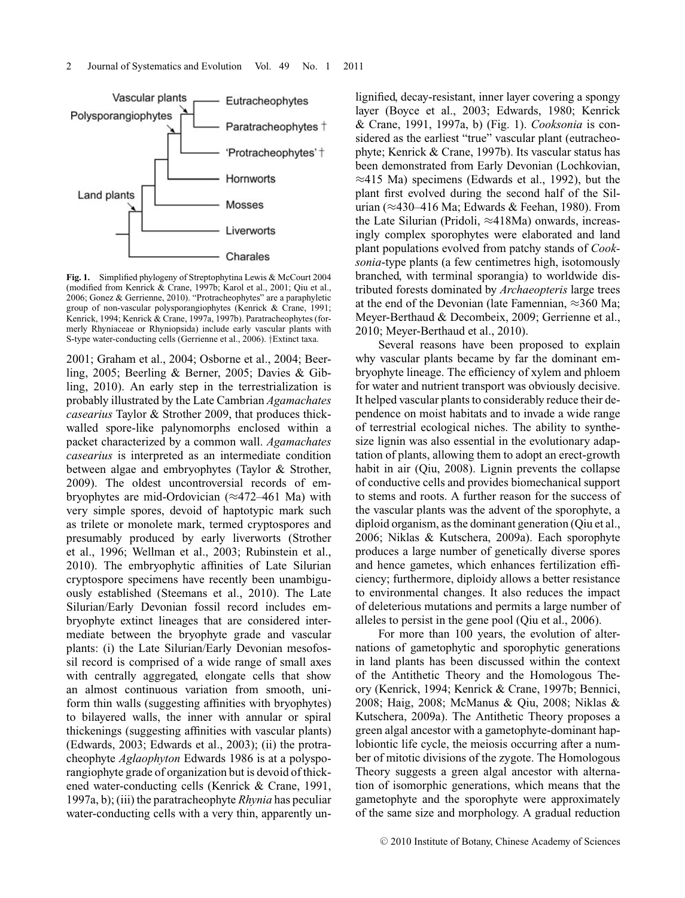**Fig. 1.** Simplified phylogeny of Streptophytina Lewis & McCourt 2004 (modified from Kenrick & Crane, 1997b; Karol et al., 2001; Qiu et al., 2006; Gonez & Gerrienne, 2010). "Protracheophytes" are a paraphyletic group of non-vascular polysporangiophytes (Kenrick & Crane, 1991; Kenrick, 1994; Kenrick & Crane, 1997a, 1997b). Paratracheophytes (formerly Rhyniaceae or Rhyniopsida) include early vascular plants with S-type water-conducting cells (Gerrienne et al., 2006). †Extinct taxa.

2001; Graham et al., 2004; Osborne et al., 2004; Beerling, 2005; Beerling & Berner, 2005; Davies & Gibling, 2010). An early step in the terrestrialization is probably illustrated by the Late Cambrian *Agamachates casearius* Taylor & Strother 2009, that produces thick-walled spore-like palynomorphs enclosed within a packet characterized by a common wall. *Agamachates casearius* is interpreted as an intermediate condition between algae and embryophytes (Taylor & Strother, 2009). The oldest uncontroversial records of embryophytes are mid-Ordovician (≈472–461 Ma) with very simple spores, devoid of haptotypic mark such as trilete or monolete mark, termed cryptospores and presumably produced by early liverworts (Strother et al., 1996; Wellman et al., 2003; Rubinstein et al., 2010). The embryophytic affinities of Late Silurian cryptospore specimens have recently been unambiguously established (Steemans et al., 2010). The Late Silurian/Early Devonian fossil record includes embryophyte extinct lineages that are considered intermediate between the bryophyte grade and vascular plants: (i) the Late Silurian/Early Devonian mesofossil record is comprised of a wide range of small axes with centrally aggregated, elongate cells that show an almost continuous variation from smooth, uniform thin walls (suggesting affinities with bryophytes) to bilayered walls, the inner with annular or spiral thickenings (suggesting affinities with vascular plants) (Edwards, 2003; Edwards et al., 2003); (ii) the protracheophyte *Aglaophyton* Edwards 1986 is at a polysporangiophyte grade of organization but is devoid of thickened water-conducting cells (Kenrick & Crane, 1991, 1997a, b); (iii) the paratracheophyte *Rhynia* has peculiar water-conducting cells with a very thin, apparently unlignified, decay-resistant, inner layer covering a spongy layer (Boyce et al., 2003; Edwards, 1980; Kenrick & Crane, 1991, 1997a, b) (Fig. 1). *Cooksonia* is considered as the earliest "true" vascular plant (eutracheophyte; Kenrick & Crane, 1997b). Its vascular status has been demonstrated from Early Devonian (Lochkovian, ≈415 Ma) specimens (Edwards et al., 1992), but the plant first evolved during the second half of the Silurian (≈430–416 Ma; Edwards & Feehan, 1980). From the Late Silurian (Pridoli, ≈418Ma) onwards, increasingly complex sporophytes were elaborated and land plant populations evolved from patchy stands of *Cooksonia*-type plants (a few centimetres high, isotomously branched, with terminal sporangia) to worldwide distributed forests dominated by *Archaeopteris* large trees at the end of the Devonian (late Famennian, ≈360 Ma; Meyer-Berthaud & Decombeix, 2009; Gerrienne et al., 2010; Meyer-Berthaud et al., 2010).

Several reasons have been proposed to explain why vascular plants became by far the dominant embryophyte lineage. The efficiency of xylem and phloem for water and nutrient transport was obviously decisive. It helped vascular plants to considerably reduce their dependence on moist habitats and to invade a wide range of terrestrial ecological niches. The ability to synthesize lignin was also essential in the evolutionary adaptation of plants, allowing them to adopt an erect-growth habit in air (Qiu, 2008). Lignin prevents the collapse of conductive cells and provides biomechanical support to stems and roots. A further reason for the success of the vascular plants was the advent of the sporophyte, a diploid organism, as the dominant generation (Qiu et al., 2006; Niklas & Kutschera, 2009a). Each sporophyte produces a large number of genetically diverse spores and hence gametes, which enhances fertilization efficiency; furthermore, diploidy allows a better resistance to environmental changes. It also reduces the impact of deleterious mutations and permits a large number of alleles to persist in the gene pool (Qiu et al., 2006).

For more than 100 years, the evolution of alternations of gametophytic and sporophytic generations in land plants has been discussed within the context of the Antithetic Theory and the Homologous Theory (Kenrick, 1994; Kenrick & Crane, 1997b; Bennici, 2008; Haig, 2008; McManus & Qiu, 2008; Niklas & Kutschera, 2009a). The Antithetic Theory proposes a green algal ancestor with a gametophyte-dominant haplobiontic life cycle, the meiosis occurring after a number of mitotic divisions of the zygote. The Homologous Theory suggests a green algal ancestor with alternation of isomorphic generations, which means that the gametophyte and the sporophyte were approximately of the same size and morphology. A gradual reduction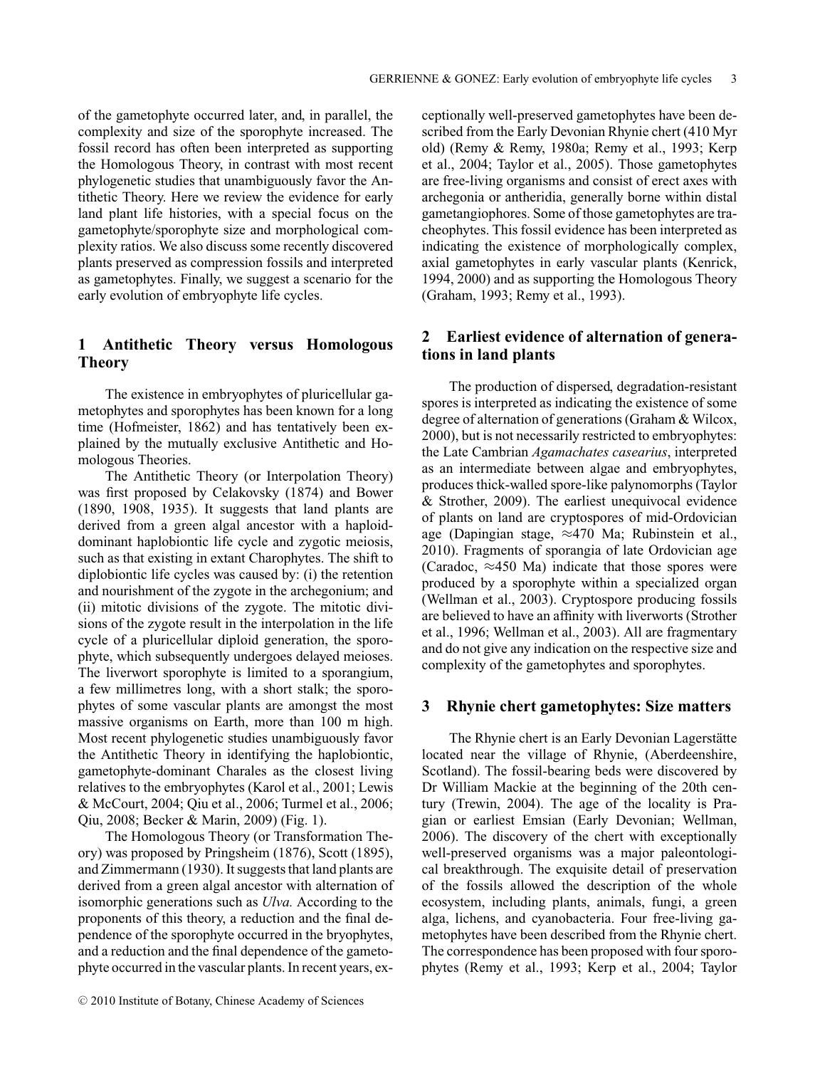of the gametophyte occurred later, and, in parallel, the complexity and size of the sporophyte increased. The fossil record has often been interpreted as supporting the Homologous Theory, in contrast with most recent phylogenetic studies that unambiguously favor the Antithetic Theory. Here we review the evidence for early land plant life histories, with a special focus on the gametophyte/sporophyte size and morphological complexity ratios. We also discuss some recently discovered plants preserved as compression fossils and interpreted as gametophytes. Finally, we suggest a scenario for the early evolution of embryophyte life cycles.

## 1 Antithetic Theory versus Homologous Theory

The existence in embryophytes of pluricellular gametophytes and sporophytes has been known for a long time (Hofmeister, 1862) and has tentatively been explained by the mutually exclusive Antithetic and Homologous Theories.

The Antithetic Theory (or Interpolation Theory) was first proposed by Celakovsky (1874) and Bower (1890, 1908, 1935). It suggests that land plants are derived from a green algal ancestor with a haploid-dominant haplobiontic life cycle and zygotic meiosis, such as that existing in extant Charophytes. The shift to diplobiontic life cycles was caused by: (i) the retention and nourishment of the zygote in the archegonium; and (ii) mitotic divisions of the zygote. The mitotic divisions of the zygote result in the interpolation in the life cycle of a pluricellular diploid generation, the sporophyte, which subsequently undergoes delayed meioses. The liverwort sporophyte is limited to a sporangium, a few millimetres long, with a short stalk; the sporophytes of some vascular plants are amongst the most massive organisms on Earth, more than 100 m high. Most recent phylogenetic studies unambiguously favor the Antithetic Theory in identifying the haplobiontic, gametophyte-dominant Charales as the closest living relatives to the embryophytes (Karol et al., 2001; Lewis & McCourt, 2004; Qiu et al., 2006; Turmel et al., 2006; Qiu, 2008; Becker & Marin, 2009) (Fig. 1).

The Homologous Theory (or Transformation Theory) was proposed by Pringsheim (1876), Scott (1895), and Zimmermann (1930). It suggests that land plants are derived from a green algal ancestor with alternation of isomorphic generations such as *Ulva.* According to the proponents of this theory, a reduction and the final dependence of the sporophyte occurred in the bryophytes, and a reduction and the final dependence of the gametophyte occurred in the vascular plants. In recent years, exceptionally well-preserved gametophytes have been described from the Early Devonian Rhynie chert (410 Myr old) (Remy & Remy, 1980a; Remy et al., 1993; Kerp et al., 2004; Taylor et al., 2005). Those gametophytes are free-living organisms and consist of erect axes with archegonia or antheridia, generally borne within distal gametangiophores. Some of those gametophytes are tracheophytes. This fossil evidence has been interpreted as indicating the existence of morphologically complex, axial gametophytes in early vascular plants (Kenrick, 1994, 2000) and as supporting the Homologous Theory (Graham, 1993; Remy et al., 1993).

## 2 Earliest evidence of alternation of generations in land plants

The production of dispersed, degradation-resistant spores is interpreted as indicating the existence of some degree of alternation of generations (Graham & Wilcox, 2000), but is not necessarily restricted to embryophytes: the Late Cambrian *Agamachates casearius*, interpreted as an intermediate between algae and embryophytes, produces thick-walled spore-like palynomorphs (Taylor & Strother, 2009). The earliest unequivocal evidence of plants on land are cryptospores of mid-Ordovician age (Dapingian stage, ≈470 Ma; Rubinstein et al., 2010). Fragments of sporangia of late Ordovician age (Caradoc, ≈450 Ma) indicate that those spores were produced by a sporophyte within a specialized organ (Wellman et al., 2003). Cryptospore producing fossils are believed to have an affinity with liverworts (Strother et al., 1996; Wellman et al., 2003). All are fragmentary and do not give any indication on the respective size and complexity of the gametophytes and sporophytes.

## 3 Rhynie chert gametophytes: Size matters

The Rhynie chert is an Early Devonian Lagerstätte located near the village of Rhynie, (Aberdeenshire, Scotland). The fossil-bearing beds were discovered by Dr William Mackie at the beginning of the 20th century (Trewin, 2004). The age of the locality is Pragian or earliest Emsian (Early Devonian; Wellman, 2006). The discovery of the chert with exceptionally well-preserved organisms was a major paleontological breakthrough. The exquisite detail of preservation of the fossils allowed the description of the whole ecosystem, including plants, animals, fungi, a green alga, lichens, and cyanobacteria. Four free-living gametophytes have been described from the Rhynie chert. The correspondence has been proposed with four sporophytes (Remy et al., 1993; Kerp et al., 2004; Taylor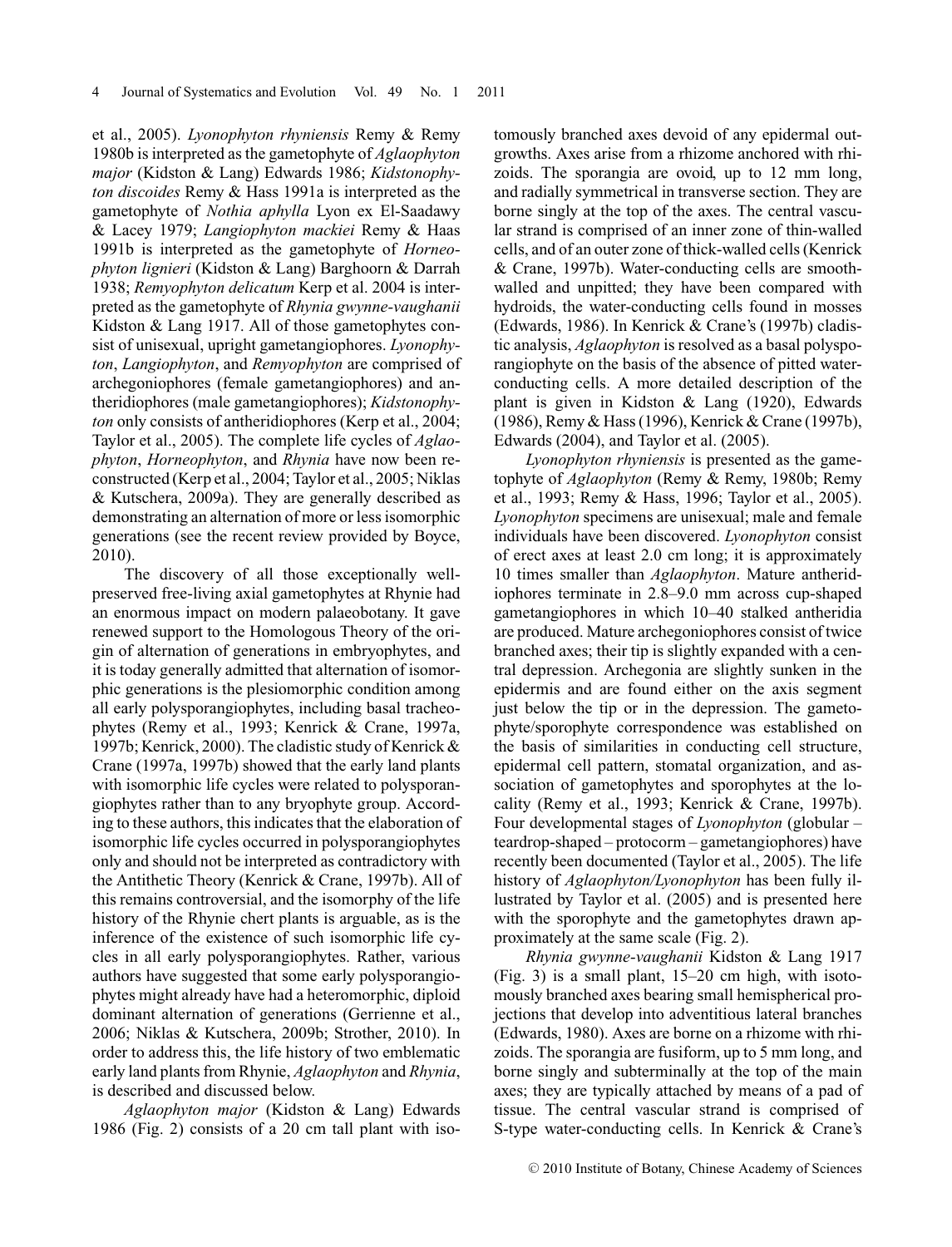et al., 2005). *Lyonophyton rhyniensis* Remy & Remy 1980b is interpreted as the gametophyte of *Aglaophyton major* (Kidston & Lang) Edwards 1986; *Kidstonophyton discoides* Remy & Hass 1991a is interpreted as the gametophyte of *Nothia aphylla* Lyon ex El-Saadawy & Lacey 1979; *Langiophyton mackiei* Remy & Haas 1991b is interpreted as the gametophyte of *Horneophyton lignieri* (Kidston & Lang) Barghoorn & Darrah 1938; *Remyophyton delicatum* Kerp et al. 2004 is interpreted as the gametophyte of *Rhynia gwynne-vaughanii* Kidston & Lang 1917. All of those gametophytes consist of unisexual, upright gametangiophores. *Lyonophyton*, *Langiophyton*, and *Remyophyton* are comprised of archegoniophores (female gametangiophores) and antheridiophores (male gametangiophores); *Kidstonophyton* only consists of antheridiophores (Kerp et al., 2004; Taylor et al., 2005). The complete life cycles of *Aglaophyton*, *Horneophyton*, and *Rhynia* have now been reconstructed (Kerp et al., 2004; Taylor et al., 2005; Niklas & Kutschera, 2009a). They are generally described as demonstrating an alternation of more or less isomorphic generations (see the recent review provided by Boyce, 2010).

The discovery of all those exceptionally well-preserved free-living axial gametophytes at Rhynie had an enormous impact on modern palaeobotany. It gave renewed support to the Homologous Theory of the origin of alternation of generations in embryophytes, and it is today generally admitted that alternation of isomorphic generations is the plesiomorphic condition among all early polysporangiophytes, including basal tracheophytes (Remy et al., 1993; Kenrick & Crane, 1997a, 1997b; Kenrick, 2000). The cladistic study of Kenrick & Crane (1997a, 1997b) showed that the early land plants with isomorphic life cycles were related to polysporangiophytes rather than to any bryophyte group. According to these authors, this indicates that the elaboration of isomorphic life cycles occurred in polysporangiophytes only and should not be interpreted as contradictory with the Antithetic Theory (Kenrick & Crane, 1997b). All of this remains controversial, and the isomorphy of the life history of the Rhynie chert plants is arguable, as is the inference of the existence of such isomorphic life cycles in all early polysporangiophytes. Rather, various authors have suggested that some early polysporangiophytes might already have had a heteromorphic, diploid dominant alternation of generations (Gerrienne et al., 2006; Niklas & Kutschera, 2009b; Strother, 2010). In order to address this, the life history of two emblematic early land plants from Rhynie, *Aglaophyton* and *Rhynia*, is described and discussed below.

*Aglaophyton major* (Kidston & Lang) Edwards 1986 (Fig. 2) consists of a 20 cm tall plant with isotomously branched axes devoid of any epidermal outgrowths. Axes arise from a rhizome anchored with rhizoids. The sporangia are ovoid, up to 12 mm long, and radially symmetrical in transverse section. They are borne singly at the top of the axes. The central vascular strand is comprised of an inner zone of thin-walled cells, and of an outer zone of thick-walled cells (Kenrick & Crane, 1997b). Water-conducting cells are smooth-walled and unpitted; they have been compared with hydroids, the water-conducting cells found in mosses (Edwards, 1986). In Kenrick & Crane's (1997b) cladistic analysis, *Aglaophyton* is resolved as a basal polysporangiophyte on the basis of the absence of pitted water-conducting cells. A more detailed description of the plant is given in Kidston & Lang (1920), Edwards (1986), Remy & Hass (1996), Kenrick & Crane (1997b), Edwards (2004), and Taylor et al. (2005).

*Lyonophyton rhyniensis* is presented as the gametophyte of *Aglaophyton* (Remy & Remy, 1980b; Remy et al., 1993; Remy & Hass, 1996; Taylor et al., 2005). *Lyonophyton* specimens are unisexual; male and female individuals have been discovered. *Lyonophyton* consist of erect axes at least 2.0 cm long; it is approximately 10 times smaller than *Aglaophyton*. Mature antheridiophores terminate in 2.8–9.0 mm across cup-shaped gametangiophores in which 10–40 stalked antheridia are produced. Mature archegoniophores consist of twice branched axes; their tip is slightly expanded with a central depression. Archegonia are slightly sunken in the epidermis and are found either on the axis segment just below the tip or in the depression. The gametophyte/sporophyte correspondence was established on the basis of similarities in conducting cell structure, epidermal cell pattern, stomatal organization, and association of gametophytes and sporophytes at the locality (Remy et al., 1993; Kenrick & Crane, 1997b). Four developmental stages of *Lyonophyton* (globular – teardrop-shaped – protocorm – gametangiophores) have recently been documented (Taylor et al., 2005). The life history of *Aglaophyton/Lyonophyton* has been fully illustrated by Taylor et al. (2005) and is presented here with the sporophyte and the gametophytes drawn approximately at the same scale (Fig. 2).

*Rhynia gwynne-vaughanii* Kidston & Lang 1917 (Fig. 3) is a small plant, 15–20 cm high, with isotomously branched axes bearing small hemispherical projections that develop into adventitious lateral branches (Edwards, 1980). Axes are borne on a rhizome with rhizoids. The sporangia are fusiform, up to 5 mm long, and borne singly and subterminally at the top of the main axes; they are typically attached by means of a pad of tissue. The central vascular strand is comprised of S-type water-conducting cells. In Kenrick & Crane's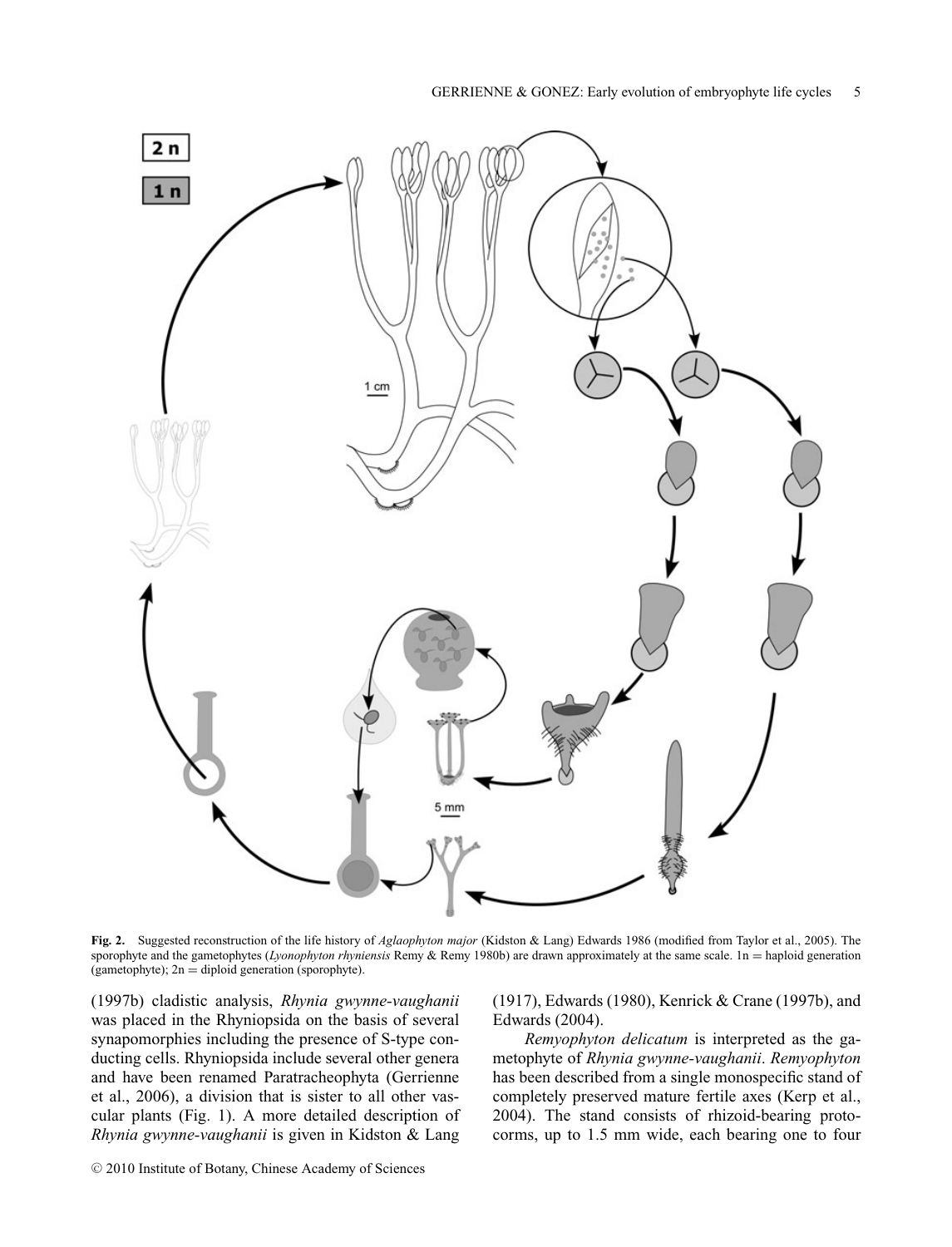**Fig. 2.** Suggested reconstruction of the life history of *Aglaophyton major* (Kidston & Lang) Edwards 1986 (modified from Taylor et al., 2005). The sporophyte and the gametophytes (*Lyonophyton rhyniensis* Remy & Remy 1980b) are drawn approximately at the same scale. 1n = haploid generation (gametophyte); 2n = diploid generation (sporophyte).

(1997b) cladistic analysis, *Rhynia gwynne-vaughanii* was placed in the Rhyniopsida on the basis of several synapomorphies including the presence of S-type conducting cells. Rhyniopsida include several other genera and have been renamed Paratracheophyta (Gerrienne et al., 2006), a division that is sister to all other vascular plants (Fig. 1). A more detailed description of *Rhynia gwynne-vaughanii* is given in Kidston & Lang (1917), Edwards (1980), Kenrick & Crane (1997b), and Edwards (2004).

*Remyophyton delicatum* is interpreted as the gametophyte of *Rhynia gwynne-vaughanii*. *Remyophyton* has been described from a single monospecific stand of completely preserved mature fertile axes (Kerp et al., 2004). The stand consists of rhizoid-bearing protocorms, up to 1.5 mm wide, each bearing one to four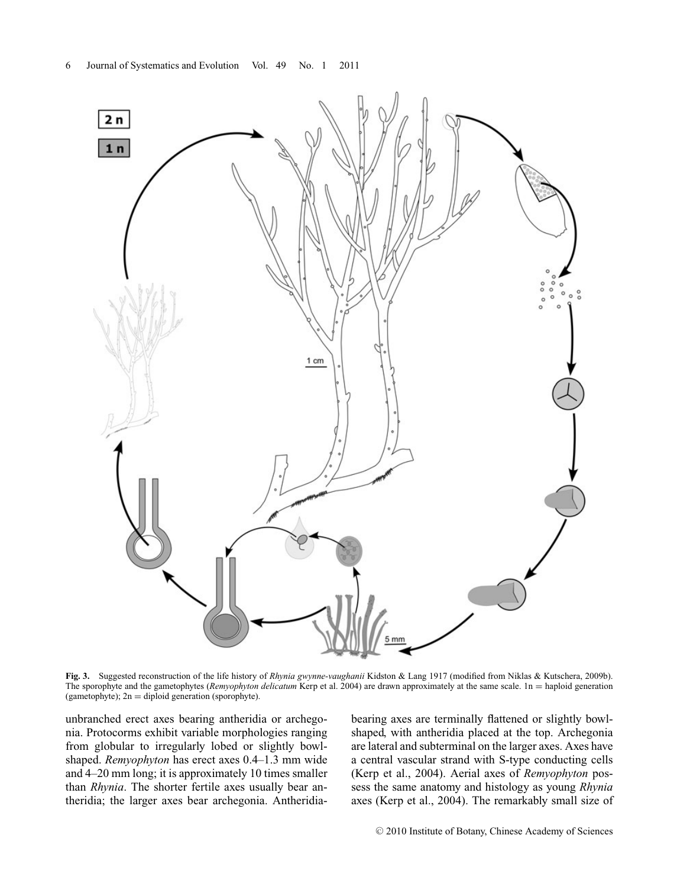**Fig. 3.** Suggested reconstruction of the life history of *Rhynia gwynne-vaughanii* Kidston & Lang 1917 (modified from Niklas & Kutschera, 2009b). The sporophyte and the gametophytes (*Remyophyton delicatum* Kerp et al. 2004) are drawn approximately at the same scale. 1n = haploid generation (gametophyte); 2n = diploid generation (sporophyte).

unbranched erect axes bearing antheridia or archegonia. Protocorms exhibit variable morphologies ranging from globular to irregularly lobed or slightly bowl-shaped. *Remyophyton* has erect axes 0.4–1.3 mm wide and 4–20 mm long; it is approximately 10 times smaller than *Rhynia*. The shorter fertile axes usually bear antheridia; the larger axes bear archegonia. Antheridia-bearing axes are terminally flattened or slightly bowl-shaped, with antheridia placed at the top. Archegonia are lateral and subterminal on the larger axes. Axes have a central vascular strand with S-type conducting cells (Kerp et al., 2004). Aerial axes of *Remyophyton* possess the same anatomy and histology as young *Rhynia* axes (Kerp et al., 2004). The remarkably small size of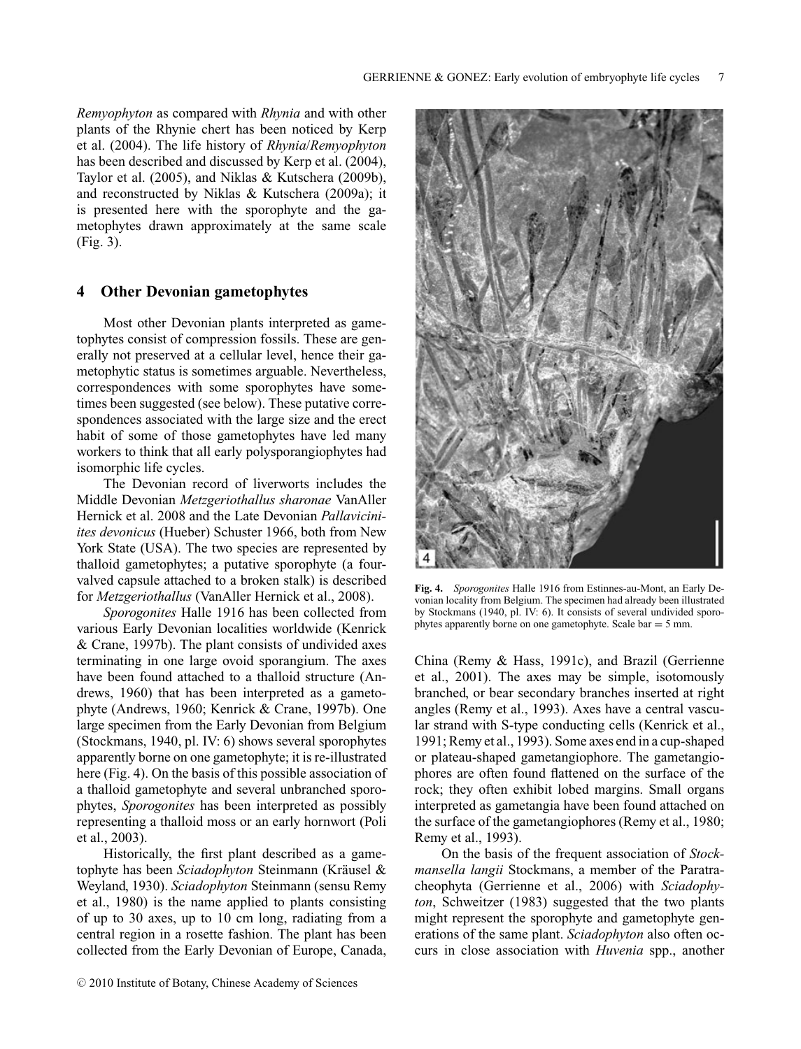*Remyophyton* as compared with *Rhynia* and with other plants of the Rhynie chert has been noticed by Kerp et al. (2004). The life history of *Rhynia*/*Remyophyton* has been described and discussed by Kerp et al. (2004), Taylor et al. (2005), and Niklas & Kutschera (2009b), and reconstructed by Niklas & Kutschera (2009a); it is presented here with the sporophyte and the gametophytes drawn approximately at the same scale (Fig. 3).

## 4 Other Devonian gametophytes

Most other Devonian plants interpreted as gametophytes consist of compression fossils. These are generally not preserved at a cellular level, hence their gametophytic status is sometimes arguable. Nevertheless, correspondences with some sporophytes have sometimes been suggested (see below). These putative correspondences associated with the large size and the erect habit of some of those gametophytes have led many workers to think that all early polysporangiophytes had isomorphic life cycles.

The Devonian record of liverworts includes the Middle Devonian *Metzgeriothallus sharonae* VanAller Hernick et al. 2008 and the Late Devonian *Pallaviciniites devonicus* (Hueber) Schuster 1966, both from New York State (USA). The two species are represented by thalloid gametophytes; a putative sporophyte (a four-valved capsule attached to a broken stalk) is described for *Metzgeriothallus* (VanAller Hernick et al., 2008).

*Sporogonites* Halle 1916 has been collected from various Early Devonian localities worldwide (Kenrick & Crane, 1997b). The plant consists of undivided axes terminating in one large ovoid sporangium. The axes have been found attached to a thalloid structure (Andrews, 1960) that has been interpreted as a gametophyte (Andrews, 1960; Kenrick & Crane, 1997b). One large specimen from the Early Devonian from Belgium (Stockmans, 1940, pl. IV: 6) shows several sporophytes apparently borne on one gametophyte; it is re-illustrated here (Fig. 4). On the basis of this possible association of a thalloid gametophyte and several unbranched sporophytes, *Sporogonites* has been interpreted as possibly representing a thalloid moss or an early hornwort (Poli et al., 2003).

Historically, the first plant described as a gametophyte has been *Sciadophyton* Steinmann (Kräusel & Weyland, 1930). *Sciadophyton* Steinmann (sensu Remy et al., 1980) is the name applied to plants consisting of up to 30 axes, up to 10 cm long, radiating from a central region in a rosette fashion. The plant has been collected from the Early Devonian of Europe, Canada, China (Remy & Hass, 1991c), and Brazil (Gerrienne et al., 2001). The axes may be simple, isotomously branched, or bear secondary branches inserted at right angles (Remy et al., 1993). Axes have a central vascular strand with S-type conducting cells (Kenrick et al., 1991; Remy et al., 1993). Some axes end in a cup-shaped or plateau-shaped gametangiophore. The gametangiophores are often found flattened on the surface of the rock; they often exhibit lobed margins. Small organs interpreted as gametangia have been found attached on the surface of the gametangiophores (Remy et al., 1980; Remy et al., 1993).

On the basis of the frequent association of *Stockmansella langii* Stockmans, a member of the Paratracheophyta (Gerrienne et al., 2006) with *Sciadophyton*, Schweitzer (1983) suggested that the two plants might represent the sporophyte and gametophyte generations of the same plant. *Sciadophyton* also often occurs in close association with *Huvenia* spp., another

**Fig. 4.** *Sporogonites* Halle 1916 from Estinnes-au-Mont, an Early Devonian locality from Belgium. The specimen had already been illustrated by Stockmans (1940, pl. IV: 6). It consists of several undivided sporophytes apparently borne on one gametophyte. Scale bar = 5 mm.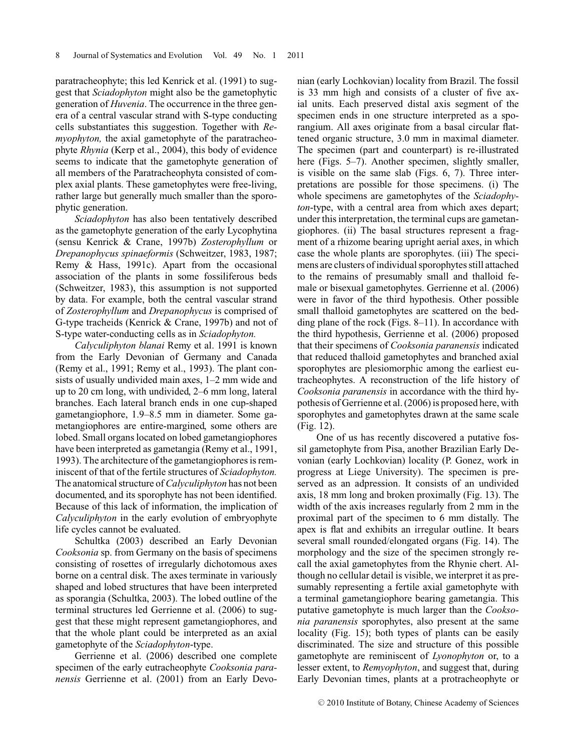paratracheophyte; this led Kenrick et al. (1991) to suggest that *Sciadophyton* might also be the gametophytic generation of *Huvenia*. The occurrence in the three genera of a central vascular strand with S-type conducting cells substantiates this suggestion. Together with *Remyophyton,* the axial gametophyte of the paratracheophyte *Rhynia* (Kerp et al., 2004), this body of evidence seems to indicate that the gametophyte generation of all members of the Paratracheophyta consisted of complex axial plants. These gametophytes were free-living, rather large but generally much smaller than the sporophytic generation.

*Sciadophyton* has also been tentatively described as the gametophyte generation of the early Lycophytina (sensu Kenrick & Crane, 1997b) *Zosterophyllum* or *Drepanophycus spinaeformis* (Schweitzer, 1983, 1987; Remy & Hass, 1991c). Apart from the occasional association of the plants in some fossiliferous beds (Schweitzer, 1983), this assumption is not supported by data. For example, both the central vascular strand of *Zosterophyllum* and *Drepanophycus* is comprised of G-type tracheids (Kenrick & Crane, 1997b) and not of S-type water-conducting cells as in *Sciadophyton.*

*Calyculiphyton blanai* Remy et al. 1991 is known from the Early Devonian of Germany and Canada (Remy et al., 1991; Remy et al., 1993). The plant consists of usually undivided main axes, 1–2 mm wide and up to 20 cm long, with undivided, 2–6 mm long, lateral branches. Each lateral branch ends in one cup-shaped gametangiophore, 1.9–8.5 mm in diameter. Some gametangiophores are entire-margined, some others are lobed. Small organs located on lobed gametangiophores have been interpreted as gametangia (Remy et al., 1991, 1993). The architecture of the gametangiophores is reminiscent of that of the fertile structures of *Sciadophyton.* The anatomical structure of *Calyculiphyton* has not been documented, and its sporophyte has not been identified. Because of this lack of information, the implication of *Calyculiphyton* in the early evolution of embryophyte life cycles cannot be evaluated.

Schultka (2003) described an Early Devonian *Cooksonia* sp. from Germany on the basis of specimens consisting of rosettes of irregularly dichotomous axes borne on a central disk. The axes terminate in variously shaped and lobed structures that have been interpreted as sporangia (Schultka, 2003). The lobed outline of the terminal structures led Gerrienne et al. (2006) to suggest that these might represent gametangiophores, and that the whole plant could be interpreted as an axial gametophyte of the *Sciadophyton*-type.

Gerrienne et al. (2006) described one complete specimen of the early eutracheophyte *Cooksonia paranensis* Gerrienne et al. (2001) from an Early Devonian (early Lochkovian) locality from Brazil. The fossil is 33 mm high and consists of a cluster of five axial units. Each preserved distal axis segment of the specimen ends in one structure interpreted as a sporangium. All axes originate from a basal circular flattened organic structure, 3.0 mm in maximal diameter. The specimen (part and counterpart) is re-illustrated here (Figs. 5–7). Another specimen, slightly smaller, is visible on the same slab (Figs. 6, 7). Three interpretations are possible for those specimens. (i) The whole specimens are gametophytes of the *Sciadophyton*-type, with a central area from which axes depart; under this interpretation, the terminal cups are gametangiophores. (ii) The basal structures represent a fragment of a rhizome bearing upright aerial axes, in which case the whole plants are sporophytes. (iii) The specimens are clusters of individual sporophytes still attached to the remains of presumably small and thalloid female or bisexual gametophytes. Gerrienne et al. (2006) were in favor of the third hypothesis. Other possible small thalloid gametophytes are scattered on the bedding plane of the rock (Figs. 8–11). In accordance with the third hypothesis, Gerrienne et al. (2006) proposed that their specimens of *Cooksonia paranensis* indicated that reduced thalloid gametophytes and branched axial sporophytes are plesiomorphic among the earliest eutracheophytes. A reconstruction of the life history of *Cooksonia paranensis* in accordance with the third hypothesis of Gerrienne et al. (2006) is proposed here, with sporophytes and gametophytes drawn at the same scale (Fig. 12).

One of us has recently discovered a putative fossil gametophyte from Pisa, another Brazilian Early Devonian (early Lochkovian) locality (P. Gonez, work in progress at Liege University). The specimen is preserved as an adpression. It consists of an undivided axis, 18 mm long and broken proximally (Fig. 13). The width of the axis increases regularly from 2 mm in the proximal part of the specimen to 6 mm distally. The apex is flat and exhibits an irregular outline. It bears several small rounded/elongated organs (Fig. 14). The morphology and the size of the specimen strongly recall the axial gametophytes from the Rhynie chert. Although no cellular detail is visible, we interpret it as presumably representing a fertile axial gametophyte with a terminal gametangiophore bearing gametangia. This putative gametophyte is much larger than the *Cooksonia paranensis* sporophytes, also present at the same locality (Fig. 15); both types of plants can be easily discriminated. The size and structure of this possible gametophyte are reminiscent of *Lyonophyton* or, to a lesser extent, to *Remyophyton*, and suggest that, during Early Devonian times, plants at a protracheophyte or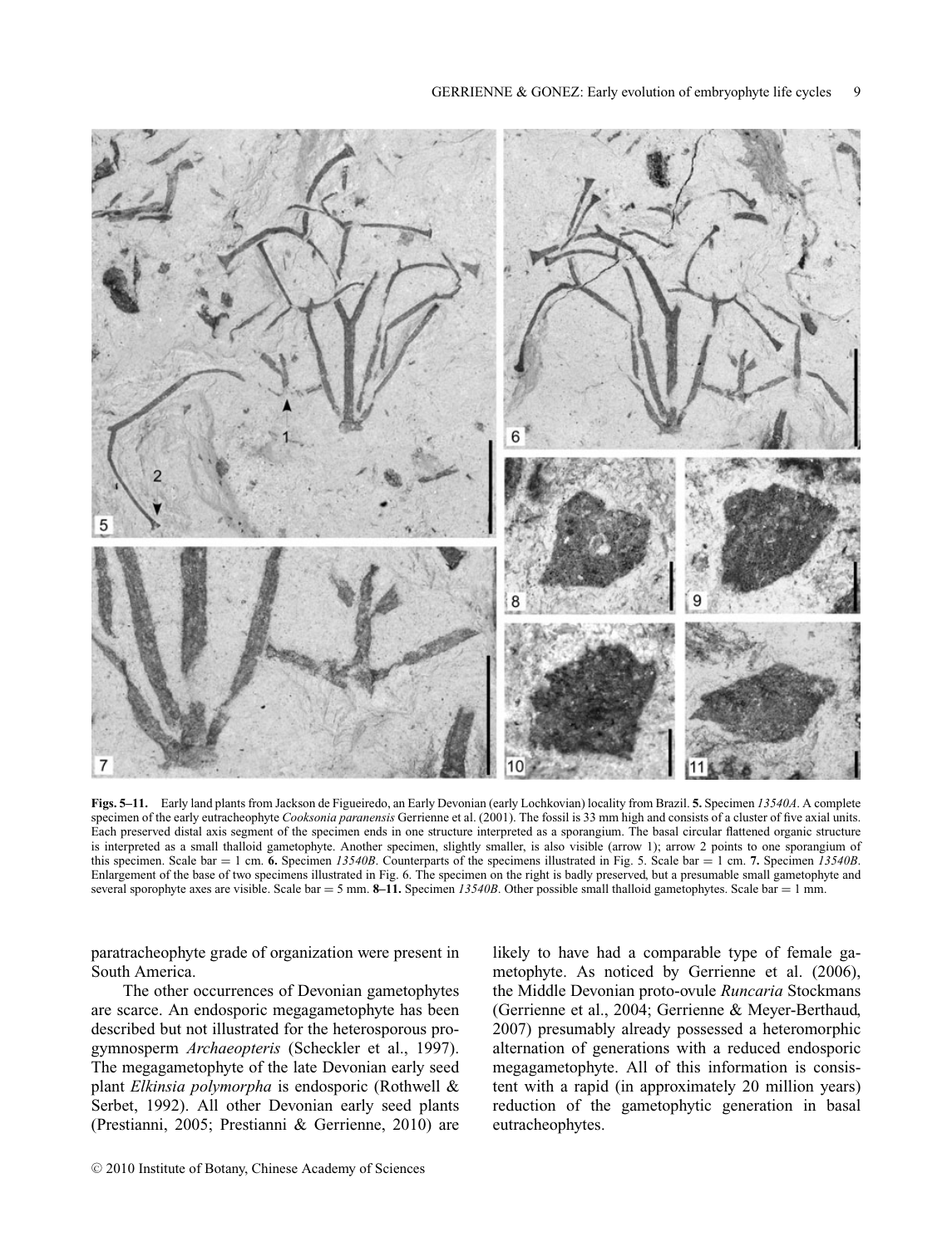**Figs. 5–11.** Early land plants from Jackson de Figueiredo, an Early Devonian (early Lochkovian) locality from Brazil. **5.** Specimen *13540A*. A complete specimen of the early eutracheophyte *Cooksonia paranensis* Gerrienne et al. (2001). The fossil is 33 mm high and consists of a cluster of five axial units. Each preserved distal axis segment of the specimen ends in one structure interpreted as a sporangium. The basal circular flattened organic structure is interpreted as a small thalloid gametophyte. Another specimen, slightly smaller, is also visible (arrow 1); arrow 2 points to one sporangium of this specimen. Scale bar = 1 cm. **6.** Specimen *13540B*. Counterparts of the specimens illustrated in Fig. 5. Scale bar = 1 cm. **7.** Specimen *13540B*. Enlargement of the base of two specimens illustrated in Fig. 6. The specimen on the right is badly preserved, but a presumable small gametophyte and several sporophyte axes are visible. Scale bar = 5 mm. **8–11.** Specimen *13540B*. Other possible small thalloid gametophytes. Scale bar = 1 mm.

paratracheophyte grade of organization were present in South America.

The other occurrences of Devonian gametophytes are scarce. An endosporic megagametophyte has been described but not illustrated for the heterosporous progymnosperm *Archaeopteris* (Scheckler et al., 1997). The megagametophyte of the late Devonian early seed plant *Elkinsia polymorpha* is endosporic (Rothwell & Serbet, 1992). All other Devonian early seed plants (Prestianni, 2005; Prestianni & Gerrienne, 2010) are likely to have had a comparable type of female gametophyte. As noticed by Gerrienne et al. (2006), the Middle Devonian proto-ovule *Runcaria* Stockmans (Gerrienne et al., 2004; Gerrienne & Meyer-Berthaud, 2007) presumably already possessed a heteromorphic alternation of generations with a reduced endosporic megagametophyte. All of this information is consistent with a rapid (in approximately 20 million years) reduction of the gametophytic generation in basal eutracheophytes.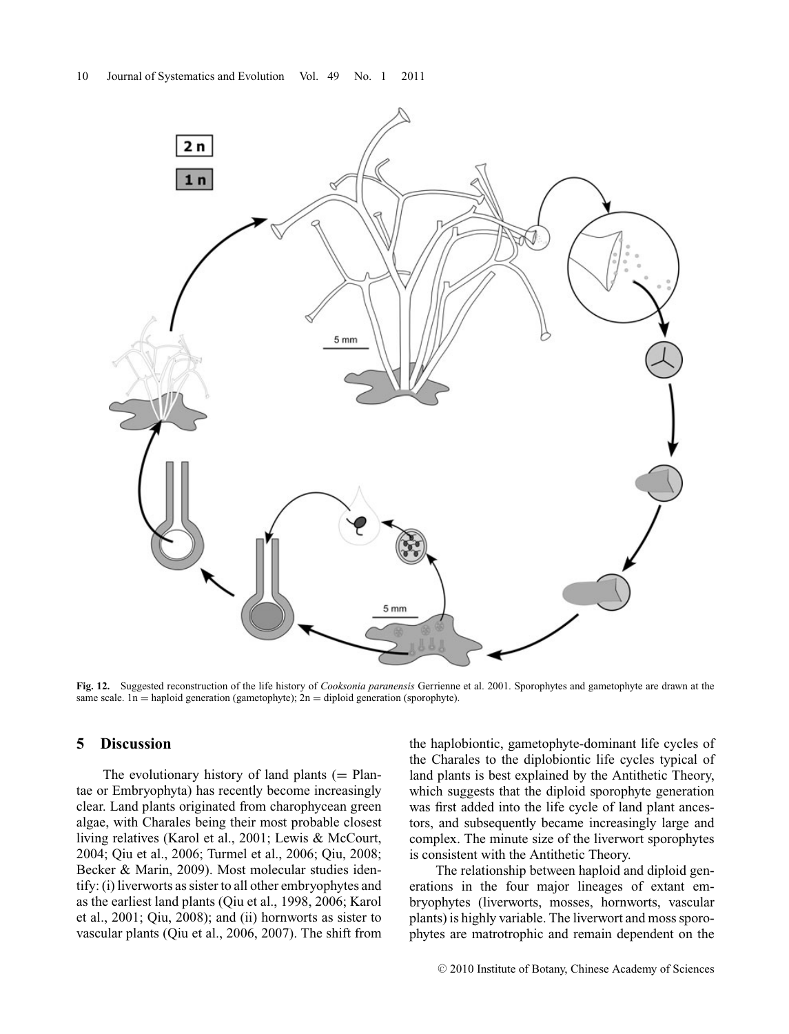**Fig. 12.** Suggested reconstruction of the life history of *Cooksonia paranensis* Gerrienne et al. 2001. Sporophytes and gametophyte are drawn at the same scale. 1n = haploid generation (gametophyte); 2n = diploid generation (sporophyte).

## 5 Discussion

The evolutionary history of land plants (= Plantae or Embryophyta) has recently become increasingly clear. Land plants originated from charophycean green algae, with Charales being their most probable closest living relatives (Karol et al., 2001; Lewis & McCourt, 2004; Qiu et al., 2006; Turmel et al., 2006; Qiu, 2008; Becker & Marin, 2009). Most molecular studies identify: (i) liverworts as sister to all other embryophytes and as the earliest land plants (Qiu et al., 1998, 2006; Karol et al., 2001; Qiu, 2008); and (ii) hornworts as sister to vascular plants (Qiu et al., 2006, 2007). The shift from the haplobiontic, gametophyte-dominant life cycles of the Charales to the diplobiontic life cycles typical of land plants is best explained by the Antithetic Theory, which suggests that the diploid sporophyte generation was first added into the life cycle of land plant ancestors, and subsequently became increasingly large and complex. The minute size of the liverwort sporophytes is consistent with the Antithetic Theory.

The relationship between haploid and diploid generations in the four major lineages of extant embryophytes (liverworts, mosses, hornworts, vascular plants) is highly variable. The liverwort and moss sporophytes are matrotrophic and remain dependent on the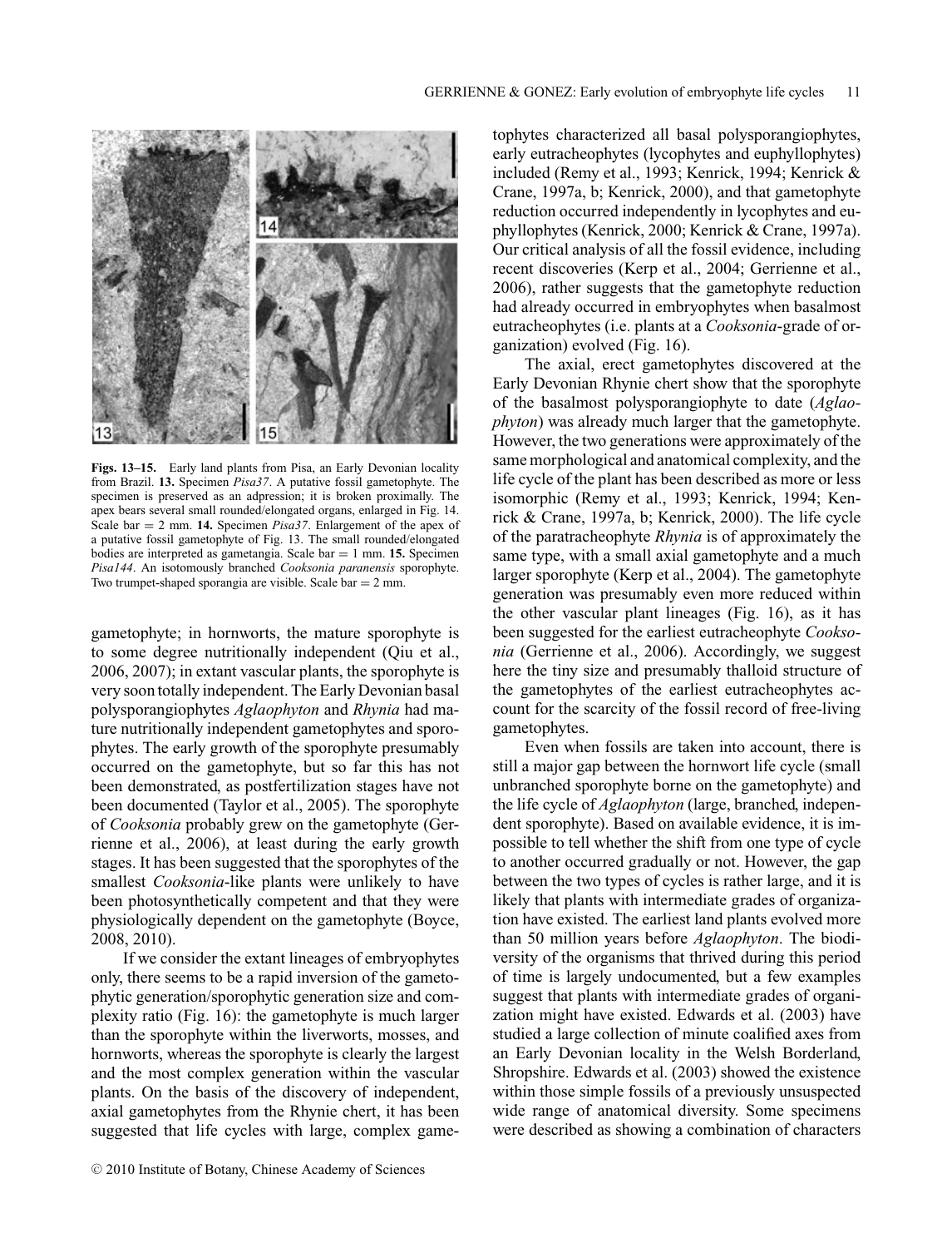**Figs. 13–15.** Early land plants from Pisa, an Early Devonian locality from Brazil. **13.** Specimen *Pisa37*. A putative fossil gametophyte. The specimen is preserved as an adpression; it is broken proximally. The apex bears several small rounded/elongated organs, enlarged in Fig. 14. Scale bar = 2 mm. **14.** Specimen *Pisa37*. Enlargement of the apex of a putative fossil gametophyte of Fig. 13. The small rounded/elongated bodies are interpreted as gametangia. Scale bar = 1 mm. **15.** Specimen *Pisa144*. An isotomously branched *Cooksonia paranensis* sporophyte. Two trumpet-shaped sporangia are visible. Scale bar = 2 mm.

gametophyte; in hornworts, the mature sporophyte is to some degree nutritionally independent (Qiu et al., 2006, 2007); in extant vascular plants, the sporophyte is very soon totally independent. The Early Devonian basal polysporangiophytes *Aglaophyton* and *Rhynia* had mature nutritionally independent gametophytes and sporophytes. The early growth of the sporophyte presumably occurred on the gametophyte, but so far this has not been demonstrated, as postfertilization stages have not been documented (Taylor et al., 2005). The sporophyte of *Cooksonia* probably grew on the gametophyte (Gerrienne et al., 2006), at least during the early growth stages. It has been suggested that the sporophytes of the smallest *Cooksonia*-like plants were unlikely to have been photosynthetically competent and that they were physiologically dependent on the gametophyte (Boyce, 2008, 2010).

If we consider the extant lineages of embryophytes only, there seems to be a rapid inversion of the gametophytic generation/sporophytic generation size and complexity ratio (Fig. 16): the gametophyte is much larger than the sporophyte within the liverworts, mosses, and hornworts, whereas the sporophyte is clearly the largest and the most complex generation within the vascular plants. On the basis of the discovery of independent, axial gametophytes from the Rhynie chert, it has been suggested that life cycles with large, complex gametophytes characterized all basal polysporangiophytes, early eutracheophytes (lycophytes and euphyllophytes) included (Remy et al., 1993; Kenrick, 1994; Kenrick & Crane, 1997a, b; Kenrick, 2000), and that gametophyte reduction occurred independently in lycophytes and euphyllophytes (Kenrick, 2000; Kenrick & Crane, 1997a). Our critical analysis of all the fossil evidence, including recent discoveries (Kerp et al., 2004; Gerrienne et al., 2006), rather suggests that the gametophyte reduction had already occurred in embryophytes when basalmost eutracheophytes (i.e. plants at a *Cooksonia*-grade of organization) evolved (Fig. 16).

The axial, erect gametophytes discovered at the Early Devonian Rhynie chert show that the sporophyte of the basalmost polysporangiophyte to date (*Aglaophyton*) was already much larger that the gametophyte. However, the two generations were approximately of the same morphological and anatomical complexity, and the life cycle of the plant has been described as more or less isomorphic (Remy et al., 1993; Kenrick, 1994; Kenrick & Crane, 1997a, b; Kenrick, 2000). The life cycle of the paratracheophyte *Rhynia* is of approximately the same type, with a small axial gametophyte and a much larger sporophyte (Kerp et al., 2004). The gametophyte generation was presumably even more reduced within the other vascular plant lineages (Fig. 16), as it has been suggested for the earliest eutracheophyte *Cooksonia* (Gerrienne et al., 2006). Accordingly, we suggest here the tiny size and presumably thalloid structure of the gametophytes of the earliest eutracheophytes account for the scarcity of the fossil record of free-living gametophytes.

Even when fossils are taken into account, there is still a major gap between the hornwort life cycle (small unbranched sporophyte borne on the gametophyte) and the life cycle of *Aglaophyton* (large, branched, independent sporophyte). Based on available evidence, it is impossible to tell whether the shift from one type of cycle to another occurred gradually or not. However, the gap between the two types of cycles is rather large, and it is likely that plants with intermediate grades of organization have existed. The earliest land plants evolved more than 50 million years before *Aglaophyton*. The biodiversity of the organisms that thrived during this period of time is largely undocumented, but a few examples suggest that plants with intermediate grades of organization might have existed. Edwards et al. (2003) have studied a large collection of minute coalified axes from an Early Devonian locality in the Welsh Borderland, Shropshire. Edwards et al. (2003) showed the existence within those simple fossils of a previously unsuspected wide range of anatomical diversity. Some specimens were described as showing a combination of characters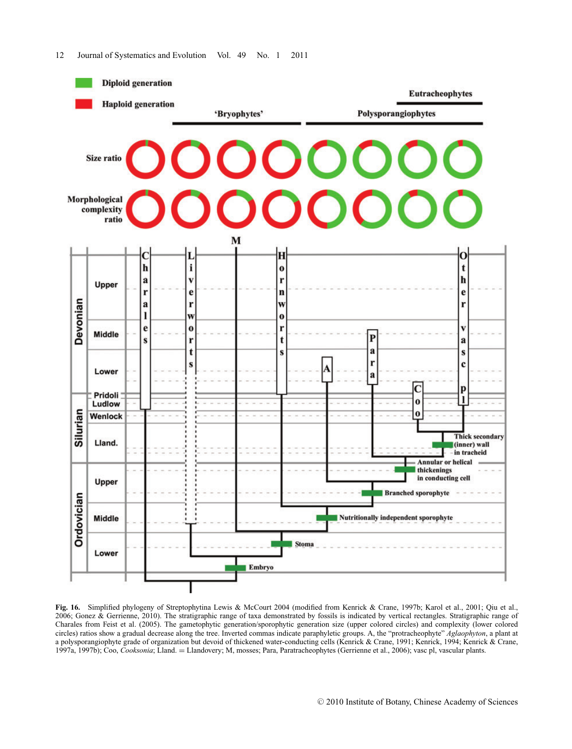**Fig. 16.** Simplified phylogeny of Streptophytina Lewis & McCourt 2004 (modified from Kenrick & Crane, 1997b; Karol et al., 2001; Qiu et al., 2006; Gonez & Gerrienne, 2010). The stratigraphic range of taxa demonstrated by fossils is indicated by vertical rectangles. Stratigraphic range of Charales from Feist et al. (2005). The gametophytic generation/sporophytic generation size (upper colored circles) and complexity (lower colored circles) ratios show a gradual decrease along the tree. Inverted commas indicate paraphyletic groups. A, the "protracheophyte" *Aglaophyton*, a plant at a polysporangiophyte grade of organization but devoid of thickened water-conducting cells (Kenrick & Crane, 1991; Kenrick, 1994; Kenrick & Crane, 1997a, 1997b); Coo, *Cooksonia*; Lland. = Llandovery; M, mosses; Para, Paratracheophytes (Gerrienne et al., 2006); vasc pl, vascular plants.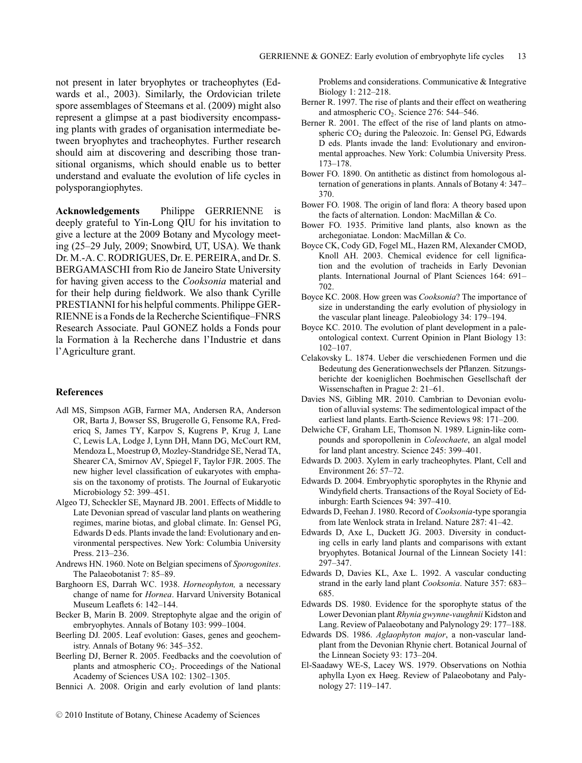not present in later bryophytes or tracheophytes (Edwards et al., 2003). Similarly, the Ordovician trilete spore assemblages of Steemans et al. (2009) might also represent a glimpse at a past biodiversity encompassing plants with grades of organisation intermediate between bryophytes and tracheophytes. Further research should aim at discovering and describing those transitional organisms, which should enable us to better understand and evaluate the evolution of life cycles in polysporangiophytes.

**Acknowledgements** Philippe GERRIENNE is deeply grateful to Yin-Long QIU for his invitation to give a lecture at the 2009 Botany and Mycology meeting (25–29 July, 2009; Snowbird, UT, USA). We thank Dr. M.-A. C. RODRIGUES, Dr. E. PEREIRA, and Dr. S. BERGAMASCHI from Rio de Janeiro State University for having given access to the *Cooksonia* material and for their help during fieldwork. We also thank Cyrille PRESTIANNI for his helpful comments. Philippe GERRIENNE is a Fonds de la Recherche Scientifique–FNRS Research Associate. Paul GONEZ holds a Fonds pour la Formation à la Recherche dans l'Industrie et dans l'Agriculture grant.

## References

Adl MS, Simpson AGB, Farmer MA, Andersen RA, Anderson OR, Barta J, Bowser SS, Brugerolle G, Fensome RA, Fredericq S, James TY, Karpov S, Kugrens P, Krug J, Lane C, Lewis LA, Lodge J, Lynn DH, Mann DG, McCourt RM, Mendoza L, Moestrup Ø, Mozley-Standridge SE, Nerad TA, Shearer CA, Smirnov AV, Spiegel F, Taylor FJR. 2005. The new higher level classification of eukaryotes with emphasis on the taxonomy of protists. The Journal of Eukaryotic Microbiology 52: 399–451.

Algeo TJ, Scheckler SE, Maynard JB. 2001. Effects of Middle to Late Devonian spread of vascular land plants on weathering regimes, marine biotas, and global climate. In: Gensel PG, Edwards D eds. Plants invade the land: Evolutionary and environmental perspectives. New York: Columbia University Press. 213–236.

Andrews HN. 1960. Note on Belgian specimens of *Sporogonites*. The Palaeobotanist 7: 85–89.

Barghoorn ES, Darrah WC. 1938. *Horneophyton,* a necessary change of name for *Hornea*. Harvard University Botanical Museum Leaflets 6: 142–144.

Becker B, Marin B. 2009. Streptophyte algae and the origin of embryophytes. Annals of Botany 103: 999–1004.

Beerling DJ. 2005. Leaf evolution: Gases, genes and geochemistry. Annals of Botany 96: 345–352.

Beerling DJ, Berner R. 2005. Feedbacks and the coevolution of plants and atmospheric $CO_2$. Proceedings of the National Academy of Sciences USA 102: 1302–1305.

Bennici A. 2008. Origin and early evolution of land plants: Problems and considerations. Communicative & Integrative Biology 1: 212–218.

Berner R. 1997. The rise of plants and their effect on weathering and atmospheric $CO_2$. Science 276: 544–546.

Berner R. 2001. The effect of the rise of land plants on atmospheric $CO_2$ during the Paleozoic. In: Gensel PG, Edwards D eds. Plants invade the land: Evolutionary and environmental approaches. New York: Columbia University Press. 173–178.

Bower FO. 1890. On antithetic as distinct from homologous alternation of generations in plants. Annals of Botany 4: 347–370.

Bower FO. 1908. The origin of land flora: A theory based upon the facts of alternation. London: MacMillan & Co.

Bower FO. 1935. Primitive land plants, also known as the archegoniatae. London: MacMillan & Co.

Boyce CK, Cody GD, Fogel ML, Hazen RM, Alexander CMOD, Knoll AH. 2003. Chemical evidence for cell lignification and the evolution of tracheids in Early Devonian plants. International Journal of Plant Sciences 164: 691–702.

Boyce KC. 2008. How green was *Cooksonia*? The importance of size in understanding the early evolution of physiology in the vascular plant lineage. Paleobiology 34: 179–194.

Boyce KC. 2010. The evolution of plant development in a paleontological context. Current Opinion in Plant Biology 13: 102–107.

Celakovsky L. 1874. Ueber die verschiedenen Formen und die Bedeutung des Generationwechsels der Pflanzen. Sitzungsberichte der koeniglichen Boehmischen Gesellschaft der Wissenschaften in Prague 2: 21–61.

Davies NS, Gibling MR. 2010. Cambrian to Devonian evolution of alluvial systems: The sedimentological impact of the earliest land plants. Earth-Science Reviews 98: 171–200.

Delwiche CF, Graham LE, Thomson N. 1989. Lignin-like compounds and sporopollenin in *Coleochaete*, an algal model for land plant ancestry. Science 245: 399–401.

Edwards D. 2003. Xylem in early tracheophytes. Plant, Cell and Environment 26: 57–72.

Edwards D. 2004. Embryophytic sporophytes in the Rhynie and Windyfield cherts. Transactions of the Royal Society of Edinburgh: Earth Sciences 94: 397–410.

Edwards D, Feehan J. 1980. Record of *Cooksonia*-type sporangia from late Wenlock strata in Ireland. Nature 287: 41–42.

Edwards D, Axe L, Duckett JG. 2003. Diversity in conducting cells in early land plants and comparisons with extant bryophytes. Botanical Journal of the Linnean Society 141: 297–347.

Edwards D, Davies KL, Axe L. 1992. A vascular conducting strand in the early land plant *Cooksonia*. Nature 357: 683–685.

Edwards DS. 1980. Evidence for the sporophyte status of the Lower Devonian plant *Rhynia gwynne-vaughnii* Kidston and Lang. Review of Palaeobotany and Palynology 29: 177–188.

Edwards DS. 1986. *Aglaophyton major*, a non-vascular land-plant from the Devonian Rhynie chert. Botanical Journal of the Linnean Society 93: 173–204.

El-Saadawy WE-S, Lacey WS. 1979. Observations on Nothia aphylla Lyon ex Høeg. Review of Palaeobotany and Palynology 27: 119–147.

© 2010 Institute of Botany, Chinese Academy of Sciences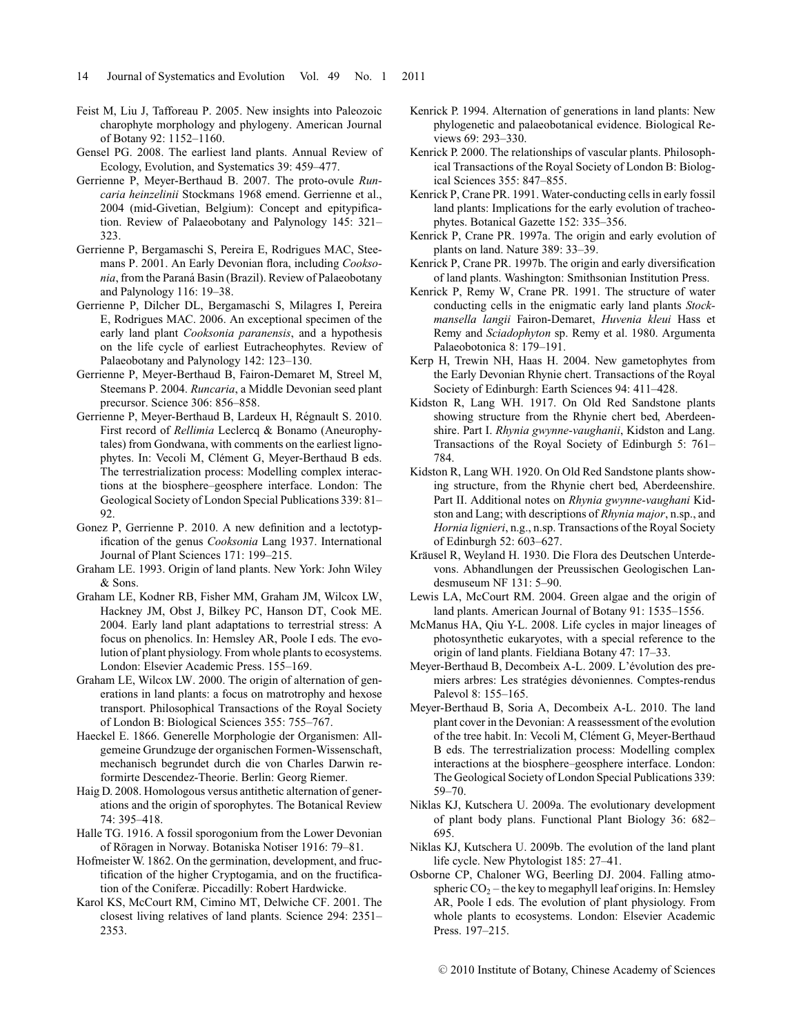Feist M, Liu J, Tafforeau P. 2005. New insights into Paleozoic charophyte morphology and phylogeny. American Journal of Botany 92: 1152–1160.

Gensel PG. 2008. The earliest land plants. Annual Review of Ecology, Evolution, and Systematics 39: 459–477.

Gerrienne P, Meyer-Berthaud B. 2007. The proto-ovule *Runcaria heinzelinii* Stockmans 1968 emend. Gerrienne et al., 2004 (mid-Givetian, Belgium): Concept and epitypification. Review of Palaeobotany and Palynology 145: 321–323.

Gerrienne P, Bergamaschi S, Pereira E, Rodrigues MAC, Steemans P. 2001. An Early Devonian flora, including *Cooksonia*, from the Paraná Basin (Brazil). Review of Palaeobotany and Palynology 116: 19–38.

Gerrienne P, Dilcher DL, Bergamaschi S, Milagres I, Pereira E, Rodrigues MAC. 2006. An exceptional specimen of the early land plant *Cooksonia paranensis*, and a hypothesis on the life cycle of earliest Eutracheophytes. Review of Palaeobotany and Palynology 142: 123–130.

Gerrienne P, Meyer-Berthaud B, Fairon-Demaret M, Streel M, Steemans P. 2004. *Runcaria*, a Middle Devonian seed plant precursor. Science 306: 856–858.

Gerrienne P, Meyer-Berthaud B, Lardeux H, Régnault S. 2010. First record of *Rellimia* Leclercq & Bonamo (Aneurophytales) from Gondwana, with comments on the earliest lignophytes. In: Vecoli M, Clément G, Meyer-Berthaud B eds. The terrestrialization process: Modelling complex interactions at the biosphere–geosphere interface. London: The Geological Society of London Special Publications 339: 81–92.

Gonez P, Gerrienne P. 2010. A new definition and a lectotypification of the genus *Cooksonia* Lang 1937. International Journal of Plant Sciences 171: 199–215.

Graham LE. 1993. Origin of land plants. New York: John Wiley & Sons.

Graham LE, Kodner RB, Fisher MM, Graham JM, Wilcox LW, Hackney JM, Obst J, Bilkey PC, Hanson DT, Cook ME. 2004. Early land plant adaptations to terrestrial stress: A focus on phenolics. In: Hemsley AR, Poole I eds. The evolution of plant physiology. From whole plants to ecosystems. London: Elsevier Academic Press. 155–169.

Graham LE, Wilcox LW. 2000. The origin of alternation of generations in land plants: a focus on matrotrophy and hexose transport. Philosophical Transactions of the Royal Society of London B: Biological Sciences 355: 755–767.

Haeckel E. 1866. Generelle Morphologie der Organismen: Allgemeine Grundzuge der organischen Formen-Wissenschaft, mechanisch begrundet durch die von Charles Darwin reformirte Descendez-Theorie. Berlin: Georg Riemer.

Haig D. 2008. Homologous versus antithetic alternation of generations and the origin of sporophytes. The Botanical Review 74: 395–418.

Halle TG. 1916. A fossil sporogonium from the Lower Devonian of Röragen in Norway. Botaniska Notiser 1916: 79–81.

Hofmeister W. 1862. On the germination, development, and fructification of the higher Cryptogamia, and on the fructification of the Coniferæ. Piccadilly: Robert Hardwicke.

Karol KS, McCourt RM, Cimino MT, Delwiche CF. 2001. The closest living relatives of land plants. Science 294: 2351–2353.

Kenrick P. 1994. Alternation of generations in land plants: New phylogenetic and palaeobotanical evidence. Biological Reviews 69: 293–330.

Kenrick P. 2000. The relationships of vascular plants. Philosophical Transactions of the Royal Society of London B: Biological Sciences 355: 847–855.

Kenrick P, Crane PR. 1991. Water-conducting cells in early fossil land plants: Implications for the early evolution of tracheophytes. Botanical Gazette 152: 335–356.

Kenrick P, Crane PR. 1997a. The origin and early evolution of plants on land. Nature 389: 33–39.

Kenrick P, Crane PR. 1997b. The origin and early diversification of land plants. Washington: Smithsonian Institution Press.

Kenrick P, Remy W, Crane PR. 1991. The structure of water conducting cells in the enigmatic early land plants *Stockmansella langii* Fairon-Demaret, *Huvenia kleui* Hass et Remy and *Sciadophyton* sp. Remy et al. 1980. Argumenta Palaeobotonica 8: 179–191.

Kerp H, Trewin NH, Haas H. 2004. New gametophytes from the Early Devonian Rhynie chert. Transactions of the Royal Society of Edinburgh: Earth Sciences 94: 411–428.

Kidston R, Lang WH. 1917. On Old Red Sandstone plants showing structure from the Rhynie chert bed, Aberdeenshire. Part I. *Rhynia gwynne-vaughanii*, Kidston and Lang. Transactions of the Royal Society of Edinburgh 5: 761–784.

Kidston R, Lang WH. 1920. On Old Red Sandstone plants showing structure, from the Rhynie chert bed, Aberdeenshire. Part II. Additional notes on *Rhynia gwynne-vaughani* Kidston and Lang; with descriptions of *Rhynia major*, n.sp., and *Hornia lignieri*, n.g., n.sp. Transactions of the Royal Society of Edinburgh 52: 603–627.

Kräusel R, Weyland H. 1930. Die Flora des Deutschen Unterdevons. Abhandlungen der Preussischen Geologischen Landesmuseum NF 131: 5–90.

Lewis LA, McCourt RM. 2004. Green algae and the origin of land plants. American Journal of Botany 91: 1535–1556.

McManus HA, Qiu Y-L. 2008. Life cycles in major lineages of photosynthetic eukaryotes, with a special reference to the origin of land plants. Fieldiana Botany 47: 17–33.

Meyer-Berthaud B, Decombeix A-L. 2009. L'évolution des premiers arbres: Les stratégies dévoniennes. Comptes-rendus Palevol 8: 155–165.

Meyer-Berthaud B, Soria A, Decombeix A-L. 2010. The land plant cover in the Devonian: A reassessment of the evolution of the tree habit. In: Vecoli M, Clément G, Meyer-Berthaud B eds. The terrestrialization process: Modelling complex interactions at the biosphere–geosphere interface. London: The Geological Society of London Special Publications 339: 59–70.

Niklas KJ, Kutschera U. 2009a. The evolutionary development of plant body plans. Functional Plant Biology 36: 682–695.

Niklas KJ, Kutschera U. 2009b. The evolution of the land plant life cycle. New Phytologist 185: 27–41.

Osborne CP, Chaloner WG, Beerling DJ. 2004. Falling atmospheric $CO_2$ – the key to megaphyll leaf origins. In: Hemsley AR, Poole I eds. The evolution of plant physiology. From whole plants to ecosystems. London: Elsevier Academic Press. 197–215.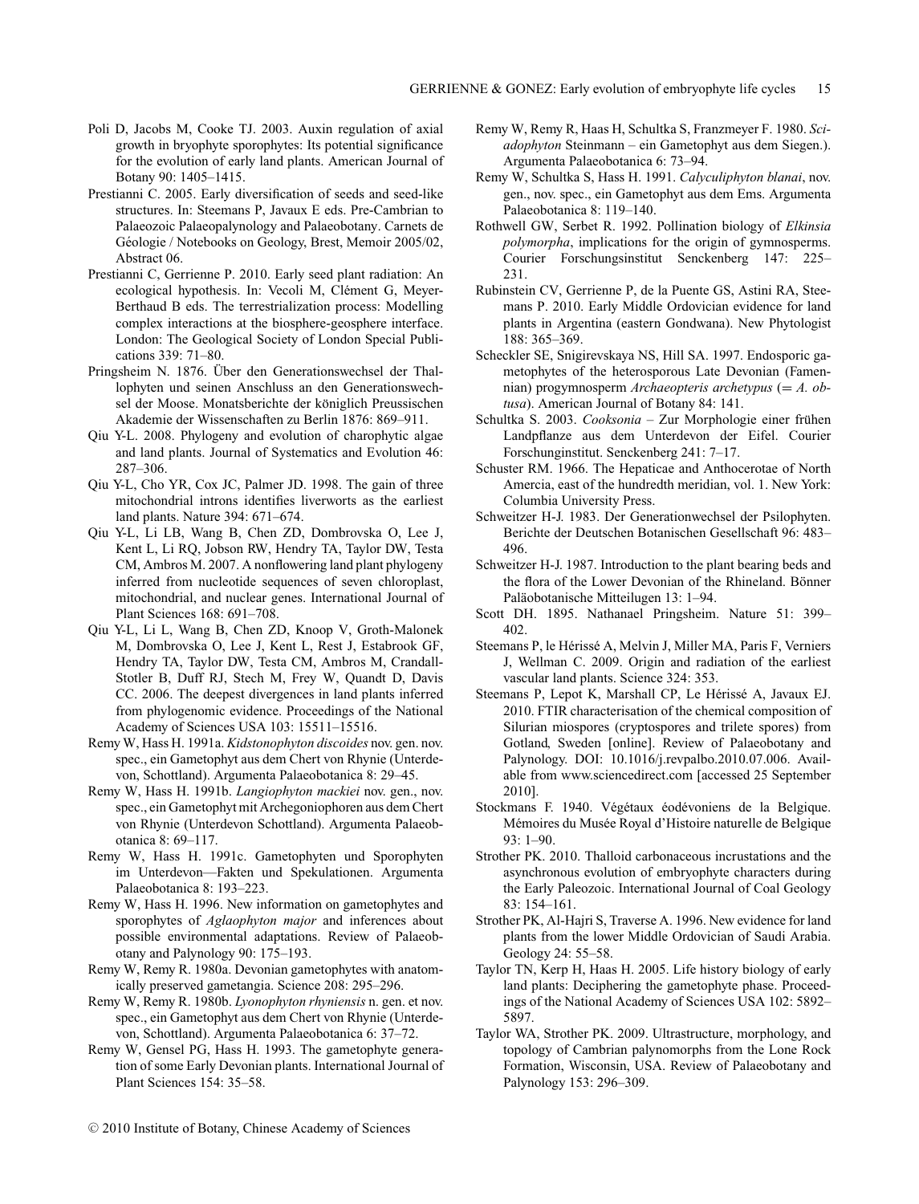Poli D, Jacobs M, Cooke TJ. 2003. Auxin regulation of axial growth in bryophyte sporophytes: Its potential significance for the evolution of early land plants. American Journal of Botany 90: 1405–1415.

Prestianni C. 2005. Early diversification of seeds and seed-like structures. In: Steemans P, Javaux E eds. Pre-Cambrian to Palaeozoic Palaeopalynology and Palaeobotany. Carnets de Géologie / Notebooks on Geology, Brest, Memoir 2005/02, Abstract 06.

Prestianni C, Gerrienne P. 2010. Early seed plant radiation: An ecological hypothesis. In: Vecoli M, Clément G, Meyer-Berthaud B eds. The terrestrialization process: Modelling complex interactions at the biosphere-geosphere interface. London: The Geological Society of London Special Publications 339: 71–80.

Pringsheim N. 1876. Über den Generationswechsel der Thallophyten und seinen Anschluss an den Generationswechsel der Moose. Monatsberichte der königlich Preussischen Akademie der Wissenschaften zu Berlin 1876: 869–911.

Qiu Y-L. 2008. Phylogeny and evolution of charophytic algae and land plants. Journal of Systematics and Evolution 46: 287–306.

Qiu Y-L, Cho YR, Cox JC, Palmer JD. 1998. The gain of three mitochondrial introns identifies liverworts as the earliest land plants. Nature 394: 671–674.

Qiu Y-L, Li LB, Wang B, Chen ZD, Dombrovska O, Lee J, Kent L, Li RQ, Jobson RW, Hendry TA, Taylor DW, Testa CM, Ambros M. 2007. A nonflowering land plant phylogeny inferred from nucleotide sequences of seven chloroplast, mitochondrial, and nuclear genes. International Journal of Plant Sciences 168: 691–708.

Qiu Y-L, Li L, Wang B, Chen ZD, Knoop V, Groth-Malonek M, Dombrovska O, Lee J, Kent L, Rest J, Estabrook GF, Hendry TA, Taylor DW, Testa CM, Ambros M, Crandall-Stotler B, Duff RJ, Stech M, Frey W, Quandt D, Davis CC. 2006. The deepest divergences in land plants inferred from phylogenomic evidence. Proceedings of the National Academy of Sciences USA 103: 15511–15516.

Remy W, Hass H. 1991a. *Kidstonophyton discoides* nov. gen. nov. spec., ein Gametophyt aus dem Chert von Rhynie (Unterdevon, Schottland). Argumenta Palaeobotanica 8: 29–45.

Remy W, Hass H. 1991b. *Langiophyton mackiei* nov. gen., nov. spec., ein Gametophyt mit Archegoniophoren aus dem Chert von Rhynie (Unterdevon Schottland). Argumenta Palaeobotanica 8: 69–117.

Remy W, Hass H. 1991c. Gametophyten und Sporophyten im Unterdevon—Fakten und Spekulationen. Argumenta Palaeobotanica 8: 193–223.

Remy W, Hass H. 1996. New information on gametophytes and sporophytes of *Aglaophyton major* and inferences about possible environmental adaptations. Review of Palaeobotany and Palynology 90: 175–193.

Remy W, Remy R. 1980a. Devonian gametophytes with anatomically preserved gametangia. Science 208: 295–296.

Remy W, Remy R. 1980b. *Lyonophyton rhyniensis* n. gen. et nov. spec., ein Gametophyt aus dem Chert von Rhynie (Unterdevon, Schottland). Argumenta Palaeobotanica 6: 37–72.

Remy W, Gensel PG, Hass H. 1993. The gametophyte generation of some Early Devonian plants. International Journal of Plant Sciences 154: 35–58.

Remy W, Remy R, Haas H, Schultka S, Franzmeyer F. 1980. *Sciadophyton* Steinmann – ein Gametophyt aus dem Siegen.). Argumenta Palaeobotanica 6: 73–94.

Remy W, Schultka S, Hass H. 1991. *Calyculiphyton blanai*, nov. gen., nov. spec., ein Gametophyt aus dem Ems. Argumenta Palaeobotanica 8: 119–140.

Rothwell GW, Serbet R. 1992. Pollination biology of *Elkinsia polymorpha*, implications for the origin of gymnosperms. Courier Forschungsinstitut Senckenberg 147: 225–231.

Rubinstein CV, Gerrienne P, de la Puente GS, Astini RA, Steemans P. 2010. Early Middle Ordovician evidence for land plants in Argentina (eastern Gondwana). New Phytologist 188: 365–369.

Scheckler SE, Snigirevskaya NS, Hill SA. 1997. Endosporic gametophytes of the heterosporous Late Devonian (Famennian) progymnosperm *Archaeopteris archetypus* (= *A. obtusa*). American Journal of Botany 84: 141.

Schultka S. 2003. *Cooksonia* – Zur Morphologie einer frühen Landpflanze aus dem Unterdevon der Eifel. Courier Forschunginstitut. Senckenberg 241: 7–17.

Schuster RM. 1966. The Hepaticae and Anthocerotae of North Amercia, east of the hundredth meridian, vol. 1. New York: Columbia University Press.

Schweitzer H-J. 1983. Der Generationwechsel der Psilophyten. Berichte der Deutschen Botanischen Gesellschaft 96: 483–496.

Schweitzer H-J. 1987. Introduction to the plant bearing beds and the flora of the Lower Devonian of the Rhineland. Bönner Paläobotanische Mitteilugen 13: 1–94.

Scott DH. 1895. Nathanael Pringsheim. Nature 51: 399–402.

Steemans P, le Hérissé A, Melvin J, Miller MA, Paris F, Verniers J, Wellman C. 2009. Origin and radiation of the earliest vascular land plants. Science 324: 353.

Steemans P, Lepot K, Marshall CP, Le Hérissé A, Javaux EJ. 2010. FTIR characterisation of the chemical composition of Silurian miospores (cryptospores and trilete spores) from Gotland, Sweden [online]. Review of Palaeobotany and Palynology. DOI: 10.1016/j.revpalbo.2010.07.006. Available from www.sciencedirect.com [accessed 25 September 2010].

Stockmans F. 1940. Végétaux éodévoniens de la Belgique. Mémoires du Musée Royal d'Histoire naturelle de Belgique 93: 1–90.

Strother PK. 2010. Thalloid carbonaceous incrustations and the asynchronous evolution of embryophyte characters during the Early Paleozoic. International Journal of Coal Geology 83: 154–161.

Strother PK, Al-Hajri S, Traverse A. 1996. New evidence for land plants from the lower Middle Ordovician of Saudi Arabia. Geology 24: 55–58.

Taylor TN, Kerp H, Haas H. 2005. Life history biology of early land plants: Deciphering the gametophyte phase. Proceedings of the National Academy of Sciences USA 102: 5892–5897.

Taylor WA, Strother PK. 2009. Ultrastructure, morphology, and topology of Cambrian palynomorphs from the Lone Rock Formation, Wisconsin, USA. Review of Palaeobotany and Palynology 153: 296–309.

© 2010 Institute of Botany, Chinese Academy of Sciences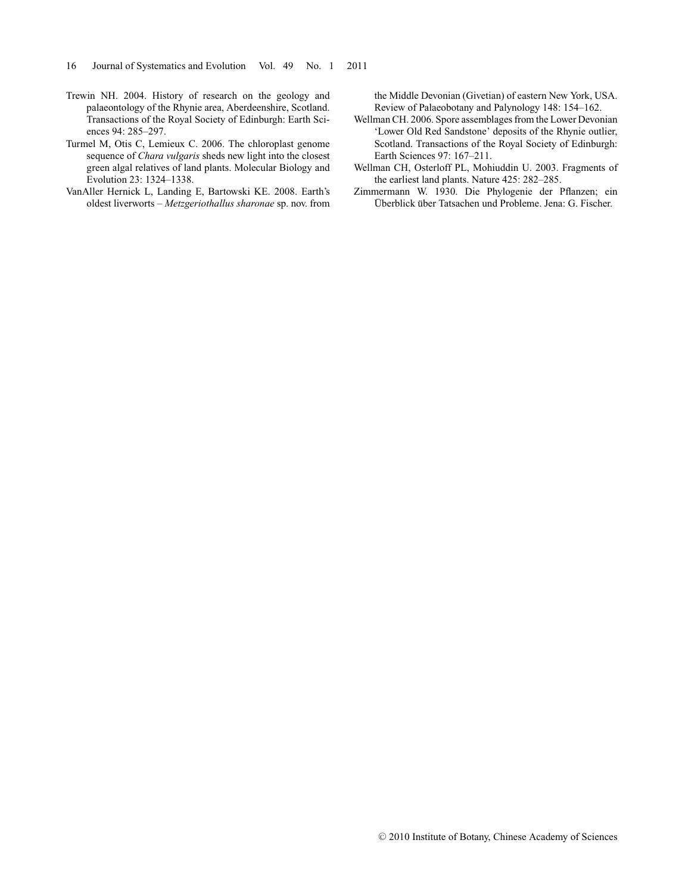Trewin NH. 2004. History of research on the geology and palaeontology of the Rhynie area, Aberdeenshire, Scotland. Transactions of the Royal Society of Edinburgh: Earth Sciences 94: 285–297.

Turmel M, Otis C, Lemieux C. 2006. The chloroplast genome sequence of *Chara vulgaris* sheds new light into the closest green algal relatives of land plants. Molecular Biology and Evolution 23: 1324–1338.

VanAller Hernick L, Landing E, Bartowski KE. 2008. Earth's oldest liverworts – *Metzgeriothallus sharonae* sp. nov. from the Middle Devonian (Givetian) of eastern New York, USA. Review of Palaeobotany and Palynology 148: 154–162.

Wellman CH. 2006. Spore assemblages from the Lower Devonian 'Lower Old Red Sandstone' deposits of the Rhynie outlier, Scotland. Transactions of the Royal Society of Edinburgh: Earth Sciences 97: 167–211.

Wellman CH, Osterloff PL, Mohiuddin U. 2003. Fragments of the earliest land plants. Nature 425: 282–285.

Zimmermann W. 1930. Die Phylogenie der Pflanzen; ein Überblick über Tatsachen und Probleme. Jena: G. Fischer.

© 2010 Institute of Botany, Chinese Academy of Sciences